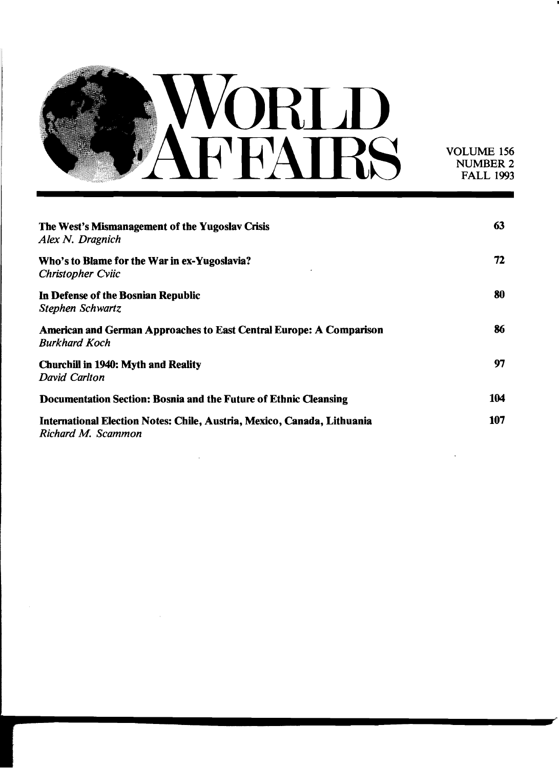# WORLD AFFAIRS

VOLUME 156
NUMBER 2
FALL 1993

| | |
|---|---|
| **The West's Mismanagement of the Yugoslav Crisis**<br>*Alex N. Dragnich* | **63** |
| **Who's to Blame for the War in ex-Yugoslavia?**<br>*Christopher Cviic* | **72** |
| **In Defense of the Bosnian Republic**<br>*Stephen Schwartz* | **80** |
| **American and German Approaches to East Central Europe: A Comparison**<br>*Burkhard Koch* | **86** |
| **Churchill in 1940: Myth and Reality**<br>*David Carlton* | **97** |
| **Documentation Section: Bosnia and the Future of Ethnic Cleansing** | **104** |
| **International Election Notes: Chile, Austria, Mexico, Canada, Lithuania**<br>*Richard M. Scammon* | **107** |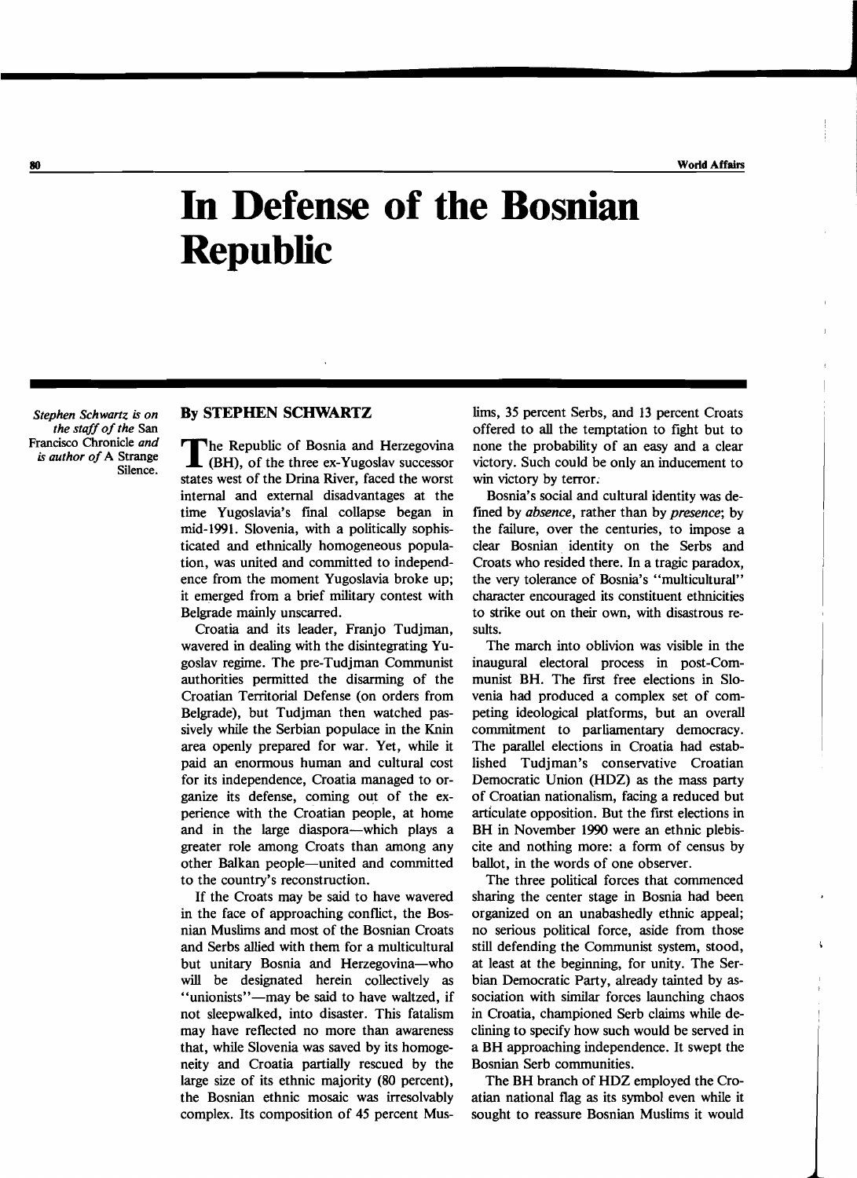# In Defense of the Bosnian Republic

*Stephen Schwartz is on the staff of the* San Francisco Chronicle *and is author of* A Strange Silence.

By STEPHEN SCHWARTZ

The Republic of Bosnia and Herzegovina (BH), of the three ex-Yugoslav successor states west of the Drina River, faced the worst internal and external disadvantages at the time Yugoslavia's final collapse began in mid-1991. Slovenia, with a politically sophisticated and ethnically homogeneous population, was united and committed to independence from the moment Yugoslavia broke up; it emerged from a brief military contest with Belgrade mainly unscarred.

Croatia and its leader, Franjo Tudjman, wavered in dealing with the disintegrating Yugoslav regime. The pre-Tudjman Communist authorities permitted the disarming of the Croatian Territorial Defense (on orders from Belgrade), but Tudjman then watched passively while the Serbian populace in the Knin area openly prepared for war. Yet, while it paid an enormous human and cultural cost for its independence, Croatia managed to organize its defense, coming out of the experience with the Croatian people, at home and in the large diaspora—which plays a greater role among Croats than among any other Balkan people—united and committed to the country's reconstruction.

If the Croats may be said to have wavered in the face of approaching conflict, the Bosnian Muslims and most of the Bosnian Croats and Serbs allied with them for a multicultural but unitary Bosnia and Herzegovina—who will be designated herein collectively as "unionists"—may be said to have waltzed, if not sleepwalked, into disaster. This fatalism may have reflected no more than awareness that, while Slovenia was saved by its homogeneity and Croatia partially rescued by the large size of its ethnic majority (80 percent), the Bosnian ethnic mosaic was irresolvably complex. Its composition of 45 percent Muslims, 35 percent Serbs, and 13 percent Croats offered to all the temptation to fight but to none the probability of an easy and a clear victory. Such could be only an inducement to win victory by terror.

Bosnia's social and cultural identity was defined by *absence*, rather than by *presence*; by the failure, over the centuries, to impose a clear Bosnian identity on the Serbs and Croats who resided there. In a tragic paradox, the very tolerance of Bosnia's "multicultural" character encouraged its constituent ethnicities to strike out on their own, with disastrous results.

The march into oblivion was visible in the inaugural electoral process in post-Communist BH. The first free elections in Slovenia had produced a complex set of competing ideological platforms, but an overall commitment to parliamentary democracy. The parallel elections in Croatia had established Tudjman's conservative Croatian Democratic Union (HDZ) as the mass party of Croatian nationalism, facing a reduced but articulate opposition. But the first elections in BH in November 1990 were an ethnic plebiscite and nothing more: a form of census by ballot, in the words of one observer.

The three political forces that commenced sharing the center stage in Bosnia had been organized on an unabashedly ethnic appeal; no serious political force, aside from those still defending the Communist system, stood, at least at the beginning, for unity. The Serbian Democratic Party, already tainted by association with similar forces launching chaos in Croatia, championed Serb claims while declining to specify how such would be served in a BH approaching independence. It swept the Bosnian Serb communities.

The BH branch of HDZ employed the Croatian national flag as its symbol even while it sought to reassure Bosnian Muslims it would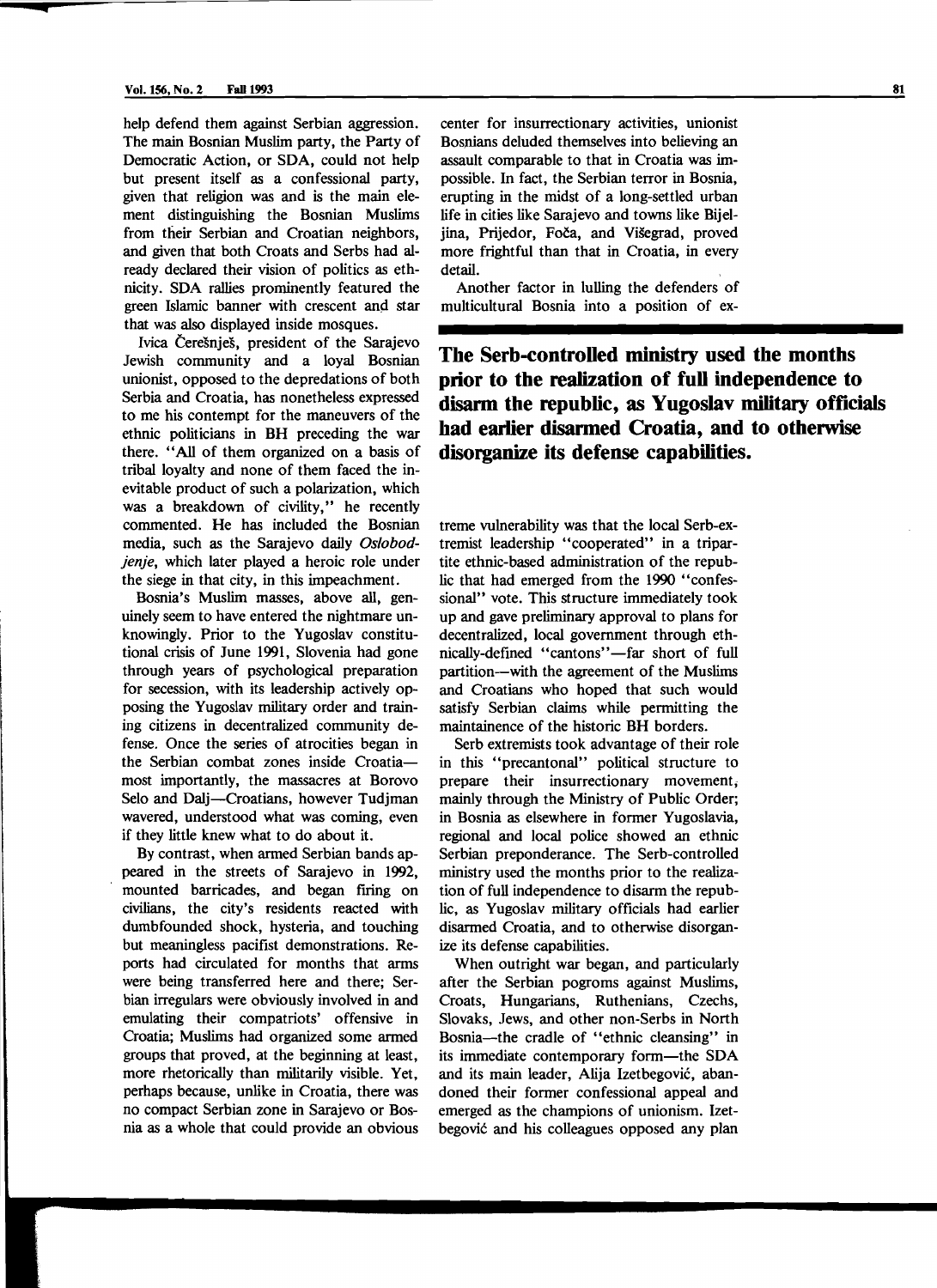help defend them against Serbian aggression. The main Bosnian Muslim party, the Party of Democratic Action, or SDA, could not help but present itself as a confessional party, given that religion was and is the main element distinguishing the Bosnian Muslims from their Serbian and Croatian neighbors, and given that both Croats and Serbs had already declared their vision of politics as ethnicity. SDA rallies prominently featured the green Islamic banner with crescent and star that was also displayed inside mosques.

Ivica Čerešnješ, president of the Sarajevo Jewish community and a loyal Bosnian unionist, opposed to the depredations of both Serbia and Croatia, has nonetheless expressed to me his contempt for the maneuvers of the ethnic politicians in BH preceding the war there. "All of them organized on a basis of tribal loyalty and none of them faced the inevitable product of such a polarization, which was a breakdown of civility," he recently commented. He has included the Bosnian media, such as the Sarajevo daily *Oslobodjenje*, which later played a heroic role under the siege in that city, in this impeachment.

Bosnia's Muslim masses, above all, genuinely seem to have entered the nightmare unknowingly. Prior to the Yugoslav constitutional crisis of June 1991, Slovenia had gone through years of psychological preparation for secession, with its leadership actively opposing the Yugoslav military order and training citizens in decentralized community defense. Once the series of atrocities began in the Serbian combat zones inside Croatia—most importantly, the massacres at Borovo Selo and Dalj—Croatians, however Tudjman wavered, understood what was coming, even if they little knew what to do about it.

By contrast, when armed Serbian bands appeared in the streets of Sarajevo in 1992, mounted barricades, and began firing on civilians, the city's residents reacted with dumbfounded shock, hysteria, and touching but meaningless pacifist demonstrations. Reports had circulated for months that arms were being transferred here and there; Serbian irregulars were obviously involved in and emulating their compatriots' offensive in Croatia; Muslims had organized some armed groups that proved, at the beginning at least, more rhetorically than militarily visible. Yet, perhaps because, unlike in Croatia, there was no compact Serbian zone in Sarajevo or Bosnia as a whole that could provide an obvious center for insurrectionary activities, unionist Bosnians deluded themselves into believing an assault comparable to that in Croatia was impossible. In fact, the Serbian terror in Bosnia, erupting in the midst of a long-settled urban life in cities like Sarajevo and towns like Bijeljina, Prijedor, Foča, and Višegrad, proved more frightful than that in Croatia, in every detail.

Another factor in lulling the defenders of multicultural Bosnia into a position of extreme vulnerability was that the local Serb-extremist leadership "cooperated" in a tripartite ethnic-based administration of the republic that had emerged from the 1990 "confessional" vote. This structure immediately took up and gave preliminary approval to plans for decentralized, local government through ethnically-defined "cantons"—far short of full partition—with the agreement of the Muslims and Croatians who hoped that such would satisfy Serbian claims while permitting the maintainence of the historic BH borders.

**The Serb-controlled ministry used the months prior to the realization of full independence to disarm the republic, as Yugoslav military officials had earlier disarmed Croatia, and to otherwise disorganize its defense capabilities.**

Serb extremists took advantage of their role in this "precantonal" political structure to prepare their insurrectionary movement, mainly through the Ministry of Public Order; in Bosnia as elsewhere in former Yugoslavia, regional and local police showed an ethnic Serbian preponderance. The Serb-controlled ministry used the months prior to the realization of full independence to disarm the republic, as Yugoslav military officials had earlier disarmed Croatia, and to otherwise disorganize its defense capabilities.

When outright war began, and particularly after the Serbian pogroms against Muslims, Croats, Hungarians, Ruthenians, Czechs, Slovaks, Jews, and other non-Serbs in North Bosnia—the cradle of "ethnic cleansing" in its immediate contemporary form—the SDA and its main leader, Alija Izetbegović, abandoned their former confessional appeal and emerged as the champions of unionism. Izetbegović and his colleagues opposed any plan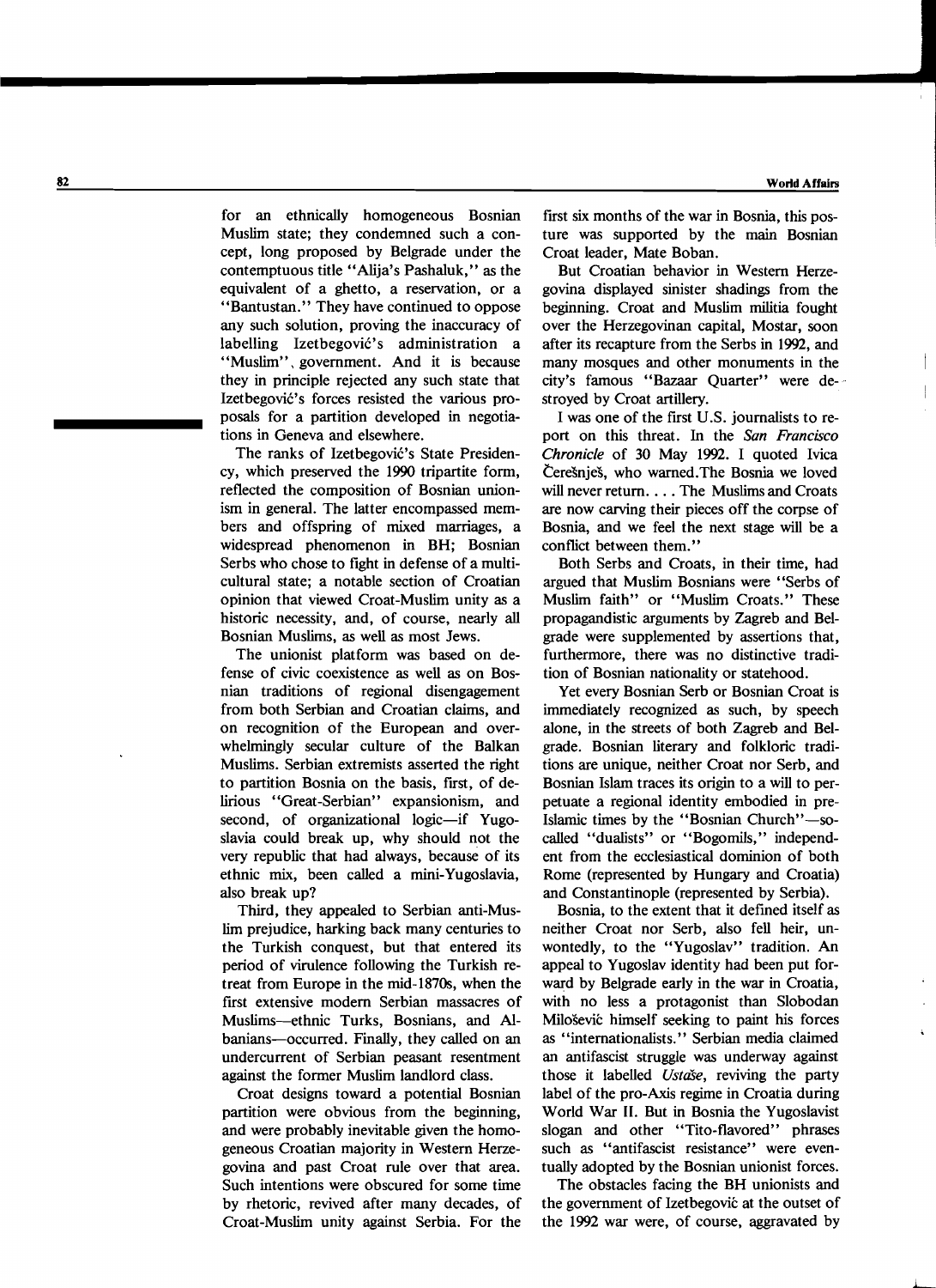for an ethnically homogeneous Bosnian Muslim state; they condemned such a concept, long proposed by Belgrade under the contemptuous title "Alija's Pashaluk," as the equivalent of a ghetto, a reservation, or a "Bantustan." They have continued to oppose any such solution, proving the inaccuracy of labelling Izetbegović's administration a "Muslim" government. And it is because they in principle rejected any such state that Izetbegović's forces resisted the various proposals for a partition developed in negotiations in Geneva and elsewhere.

The ranks of Izetbegović's State Presidency, which preserved the 1990 tripartite form, reflected the composition of Bosnian unionism in general. The latter encompassed members and offspring of mixed marriages, a widespread phenomenon in BH; Bosnian Serbs who chose to fight in defense of a multicultural state; a notable section of Croatian opinion that viewed Croat-Muslim unity as a historic necessity, and, of course, nearly all Bosnian Muslims, as well as most Jews.

The unionist platform was based on defense of civic coexistence as well as on Bosnian traditions of regional disengagement from both Serbian and Croatian claims, and on recognition of the European and overwhelmingly secular culture of the Balkan Muslims. Serbian extremists asserted the right to partition Bosnia on the basis, first, of delirious "Great-Serbian" expansionism, and second, of organizational logic—if Yugoslavia could break up, why should not the very republic that had always, because of its ethnic mix, been called a mini-Yugoslavia, also break up?

Third, they appealed to Serbian anti-Muslim prejudice, harking back many centuries to the Turkish conquest, but that entered its period of virulence following the Turkish retreat from Europe in the mid-1870s, when the first extensive modern Serbian massacres of Muslims—ethnic Turks, Bosnians, and Albanians—occurred. Finally, they called on an undercurrent of Serbian peasant resentment against the former Muslim landlord class.

Croat designs toward a potential Bosnian partition were obvious from the beginning, and were probably inevitable given the homogeneous Croatian majority in Western Herzegovina and past Croat rule over that area. Such intentions were obscured for some time by rhetoric, revived after many decades, of Croat-Muslim unity against Serbia. For the first six months of the war in Bosnia, this posture was supported by the main Bosnian Croat leader, Mate Boban.

But Croatian behavior in Western Herzegovina displayed sinister shadings from the beginning. Croat and Muslim militia fought over the Herzegovinan capital, Mostar, soon after its recapture from the Serbs in 1992, and many mosques and other monuments in the city's famous "Bazaar Quarter" were destroyed by Croat artillery.

I was one of the first U.S. journalists to report on this threat. In the *San Francisco Chronicle* of 30 May 1992. I quoted Ivica Čerešnješ, who warned.The Bosnia we loved will never return. . . . The Muslims and Croats are now carving their pieces off the corpse of Bosnia, and we feel the next stage will be a conflict between them."

Both Serbs and Croats, in their time, had argued that Muslim Bosnians were "Serbs of Muslim faith" or "Muslim Croats." These propagandistic arguments by Zagreb and Belgrade were supplemented by assertions that, furthermore, there was no distinctive tradition of Bosnian nationality or statehood.

Yet every Bosnian Serb or Bosnian Croat is immediately recognized as such, by speech alone, in the streets of both Zagreb and Belgrade. Bosnian literary and folkloric traditions are unique, neither Croat nor Serb, and Bosnian Islam traces its origin to a will to perpetuate a regional identity embodied in pre-Islamic times by the "Bosnian Church"—so-called "dualists" or "Bogomils," independent from the ecclesiastical dominion of both Rome (represented by Hungary and Croatia) and Constantinople (represented by Serbia).

Bosnia, to the extent that it defined itself as neither Croat nor Serb, also fell heir, unwontedly, to the "Yugoslav" tradition. An appeal to Yugoslav identity had been put forward by Belgrade early in the war in Croatia, with no less a protagonist than Slobodan Milošević himself seeking to paint his forces as "internationalists." Serbian media claimed an antifascist struggle was underway against those it labelled *Ustaše*, reviving the party label of the pro-Axis regime in Croatia during World War II. But in Bosnia the Yugoslavist slogan and other "Tito-flavored" phrases such as "antifascist resistance" were eventually adopted by the Bosnian unionist forces.

The obstacles facing the BH unionists and the government of Izetbegović at the outset of the 1992 war were, of course, aggravated by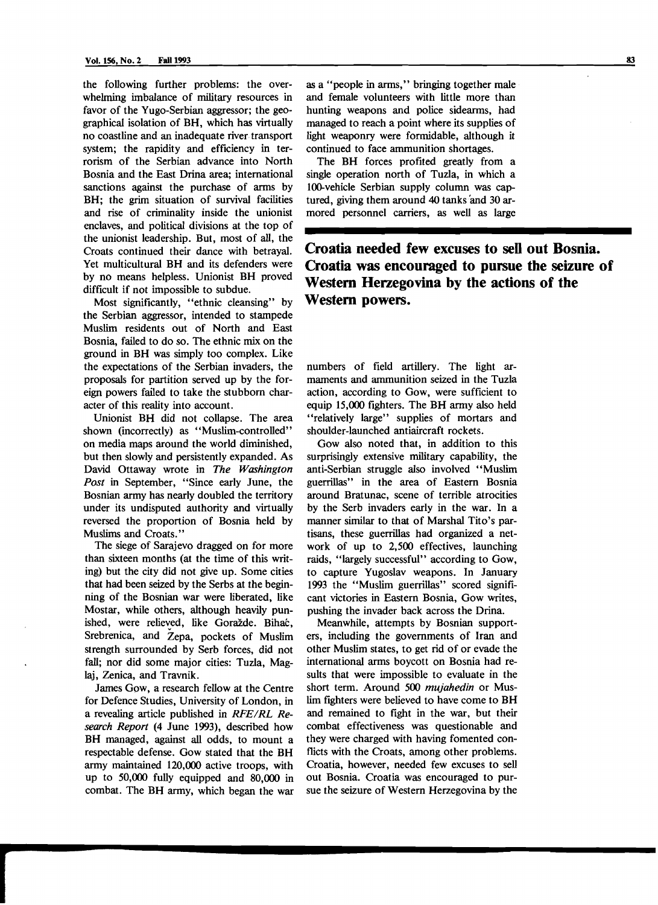the following further problems: the overwhelming imbalance of military resources in favor of the Yugo-Serbian aggressor; the geographical isolation of BH, which has virtually no coastline and an inadequate river transport system; the rapidity and efficiency in terrorism of the Serbian advance into North Bosnia and the East Drina area; international sanctions against the purchase of arms by BH; the grim situation of survival facilities and rise of criminality inside the unionist enclaves, and political divisions at the top of the unionist leadership. But, most of all, the Croats continued their dance with betrayal. Yet multicultural BH and its defenders were by no means helpless. Unionist BH proved difficult if not impossible to subdue.

Most significantly, "ethnic cleansing" by the Serbian aggressor, intended to stampede Muslim residents out of North and East Bosnia, failed to do so. The ethnic mix on the ground in BH was simply too complex. Like the expectations of the Serbian invaders, the proposals for partition served up by the foreign powers failed to take the stubborn character of this reality into account.

Unionist BH did not collapse. The area shown (incorrectly) as "Muslim-controlled" on media maps around the world diminished, but then slowly and persistently expanded. As David Ottaway wrote in *The Washington Post* in September, "Since early June, the Bosnian army has nearly doubled the territory under its undisputed authority and virtually reversed the proportion of Bosnia held by Muslims and Croats."

The siege of Sarajevo dragged on for more than sixteen months (at the time of this writing) but the city did not give up. Some cities that had been seized by the Serbs at the beginning of the Bosnian war were liberated, like Mostar, while others, although heavily punished, were relieved, like Goražde. Bihać, Srebrenica, and Žepa, pockets of Muslim strength surrounded by Serb forces, did not fall; nor did some major cities: Tuzla, Maglaj, Zenica, and Travnik.

James Gow, a research fellow at the Centre for Defence Studies, University of London, in a revealing article published in *RFE/RL Research Report* (4 June 1993), described how BH managed, against all odds, to mount a respectable defense. Gow stated that the BH army maintained 120,000 active troops, with up to 50,000 fully equipped and 80,000 in combat. The BH army, which began the war as a "people in arms," bringing together male and female volunteers with little more than hunting weapons and police sidearms, had managed to reach a point where its supplies of light weaponry were formidable, although it continued to face ammunition shortages.

The BH forces profited greatly from a single operation north of Tuzla, in which a 100-vehicle Serbian supply column was captured, giving them around 40 tanks and 30 armored personnel carriers, as well as large numbers of field artillery. The light armaments and ammunition seized in the Tuzla action, according to Gow, were sufficient to equip 15,000 fighters. The BH army also held "relatively large" supplies of mortars and shoulder-launched antiaircraft rockets.

**Croatia needed few excuses to sell out Bosnia. Croatia was encouraged to pursue the seizure of Western Herzegovina by the actions of the Western powers.**

Gow also noted that, in addition to this surprisingly extensive military capability, the anti-Serbian struggle also involved "Muslim guerrillas" in the area of Eastern Bosnia around Bratunac, scene of terrible atrocities by the Serb invaders early in the war. In a manner similar to that of Marshal Tito's partisans, these guerrillas had organized a network of up to 2,500 effectives, launching raids, "largely successful" according to Gow, to capture Yugoslav weapons. In January 1993 the "Muslim guerrillas" scored significant victories in Eastern Bosnia, Gow writes, pushing the invader back across the Drina.

Meanwhile, attempts by Bosnian supporters, including the governments of Iran and other Muslim states, to get rid of or evade the international arms boycott on Bosnia had results that were impossible to evaluate in the short term. Around 500 *mujahedin* or Muslim fighters were believed to have come to BH and remained to fight in the war, but their combat effectiveness was questionable and they were charged with having fomented conflicts with the Croats, among other problems. Croatia, however, needed few excuses to sell out Bosnia. Croatia was encouraged to pursue the seizure of Western Herzegovina by the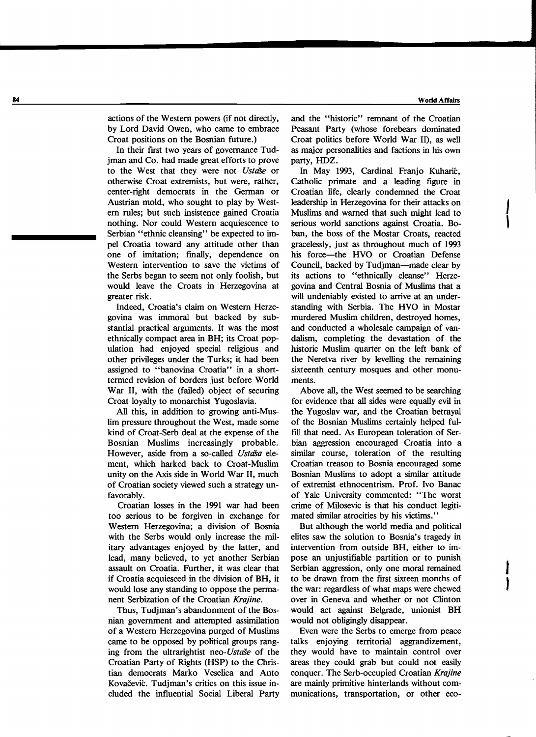actions of the Western powers (if not directly, by Lord David Owen, who came to embrace Croat positions on the Bosnian future.)

In their first two years of governance Tudjman and Co. had made great efforts to prove to the West that they were not *Ustaše* or otherwise Croat extremists, but were, rather, center-right democrats in the German or Austrian mold, who sought to play by Western rules; but such insistence gained Croatia nothing. Nor could Western acquiescence to Serbian "ethnic cleansing" be expected to impel Croatia toward any attitude other than one of imitation; finally, dependence on Western intervention to save the victims of the Serbs began to seem not only foolish, but would leave the Croats in Herzegovina at greater risk.

Indeed, Croatia's claim on Western Herzegovina was immoral but backed by substantial practical arguments. It was the most ethnically compact area in BH; its Croat population had enjoyed special religious and other privileges under the Turks; it had been assigned to "banovina Croatia" in a short-termed revision of borders just before World War II, with the (failed) object of securing Croat loyalty to monarchist Yugoslavia.

All this, in addition to growing anti-Muslim pressure throughout the West, made some kind of Croat-Serb deal at the expense of the Bosnian Muslims increasingly probable. However, aside from a so-called *Ustaša* element, which harked back to Croat-Muslim unity on the Axis side in World War II, much of Croatian society viewed such a strategy unfavorably.

Croatian losses in the 1991 war had been too serious to be forgiven in exchange for Western Herzegovina; a division of Bosnia with the Serbs would only increase the military advantages enjoyed by the latter, and lead, many believed, to yet another Serbian assault on Croatia. Further, it was clear that if Croatia acquiesced in the division of BH, it would lose any standing to oppose the permanent Serbization of the Croatian *Krajine*.

Thus, Tudjman's abandonment of the Bosnian government and attempted assimilation of a Western Herzegovina purged of Muslims came to be opposed by political groups ranging from the ultrarightist neo-*Ustaše* of the Croatian Party of Rights (HSP) to the Christian democrats Marko Veselica and Anto Kovačević. Tudjman's critics on this issue included the influential Social Liberal Party and the "historic" remnant of the Croatian Peasant Party (whose forebears dominated Croat politics before World War II), as well as major personalities and factions in his own party, HDZ.

In May 1993, Cardinal Franjo Kuharić, Catholic primate and a leading figure in Croatian life, clearly condemned the Croat leadership in Herzegovina for their attacks on Muslims and warned that such might lead to serious world sanctions against Croatia. Boban, the boss of the Mostar Croats, reacted gracelessly, just as throughout much of 1993 his force—the HVO or Croatian Defense Council, backed by Tudjman—made clear by its actions to "ethnically cleanse" Herzegovina and Central Bosnia of Muslims that a will undeniably existed to arrive at an understanding with Serbia. The HVO in Mostar murdered Muslim children, destroyed homes, and conducted a wholesale campaign of vandalism, completing the devastation of the historic Muslim quarter on the left bank of the Neretva river by levelling the remaining sixteenth century mosques and other monuments.

Above all, the West seemed to be searching for evidence that all sides were equally evil in the Yugoslav war, and the Croatian betrayal of the Bosnian Muslims certainly helped fulfill that need. As European toleration of Serbian aggression encouraged Croatia into a similar course, toleration of the resulting Croatian treason to Bosnia encouraged some Bosnian Muslims to adopt a similar attitude of extremist ethnocentrism. Prof. Ivo Banac of Yale University commented: "The worst crime of Milosevic is that his conduct legitimated similar atrocities by his victims."

But although the world media and political elites saw the solution to Bosnia's tragedy in intervention from outside BH, either to impose an unjustifiable partition or to punish Serbian aggression, only one moral remained to be drawn from the first sixteen months of the war: regardless of what maps were chewed over in Geneva and whether or not Clinton would act against Belgrade, unionist BH would not obligingly disappear.

Even were the Serbs to emerge from peace talks enjoying territorial aggrandizement, they would have to maintain control over areas they could grab but could not easily conquer. The Serb-occupied Croatian *Krajine* are mainly primitive hinterlands without communications, transportation, or other eco-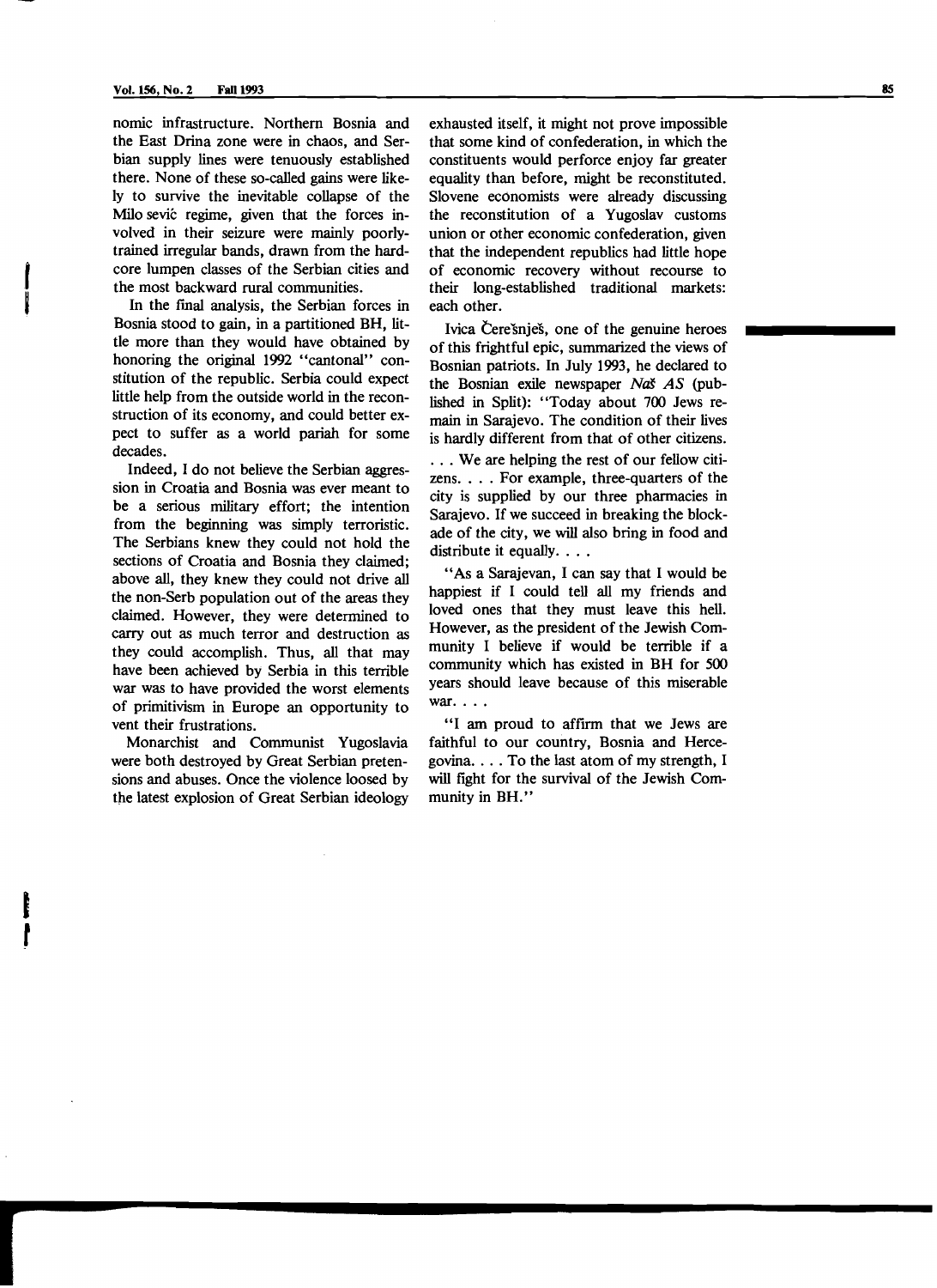nomic infrastructure. Northern Bosnia and the East Drina zone were in chaos, and Serbian supply lines were tenuously established there. None of these so-called gains were likely to survive the inevitable collapse of the Milo sevic regime, given that the forces involved in their seizure were mainly poorly-trained irregular bands, drawn from the hard-core lumpen classes of the Serbian cities and the most backward rural communities.

In the final analysis, the Serbian forces in Bosnia stood to gain, in a partitioned BH, little more than they would have obtained by honoring the original 1992 "cantonal" constitution of the republic. Serbia could expect little help from the outside world in the reconstruction of its economy, and could better expect to suffer as a world pariah for some decades.

Indeed, I do not believe the Serbian aggression in Croatia and Bosnia was ever meant to be a serious military effort; the intention from the beginning was simply terroristic. The Serbians knew they could not hold the sections of Croatia and Bosnia they claimed; above all, they knew they could not drive all the non-Serb population out of the areas they claimed. However, they were determined to carry out as much terror and destruction as they could accomplish. Thus, all that may have been achieved by Serbia in this terrible war was to have provided the worst elements of primitivism in Europe an opportunity to vent their frustrations.

Monarchist and Communist Yugoslavia were both destroyed by Great Serbian pretensions and abuses. Once the violence loosed by the latest explosion of Great Serbian ideology exhausted itself, it might not prove impossible that some kind of confederation, in which the constituents would perforce enjoy far greater equality than before, might be reconstituted. Slovene economists were already discussing the reconstitution of a Yugoslav customs union or other economic confederation, given that the independent republics had little hope of economic recovery without recourse to their long-established traditional markets: each other.

Ivica Čerešnješ, one of the genuine heroes of this frightful epic, summarized the views of Bosnian patriots. In July 1993, he declared to the Bosnian exile newspaper *Naš AS* (published in Split): "Today about 700 Jews remain in Sarajevo. The condition of their lives is hardly different from that of other citizens. . . . We are helping the rest of our fellow citizens. . . . For example, three-quarters of the city is supplied by our three pharmacies in Sarajevo. If we succeed in breaking the blockade of the city, we will also bring in food and distribute it equally. . . .

"As a Sarajevan, I can say that I would be happiest if I could tell all my friends and loved ones that they must leave this hell. However, as the president of the Jewish Community I believe if would be terrible if a community which has existed in BH for 500 years should leave because of this miserable war. . . .

"I am proud to affirm that we Jews are faithful to our country, Bosnia and Hercegovina. . . . To the last atom of my strength, I will fight for the survival of the Jewish Community in BH."